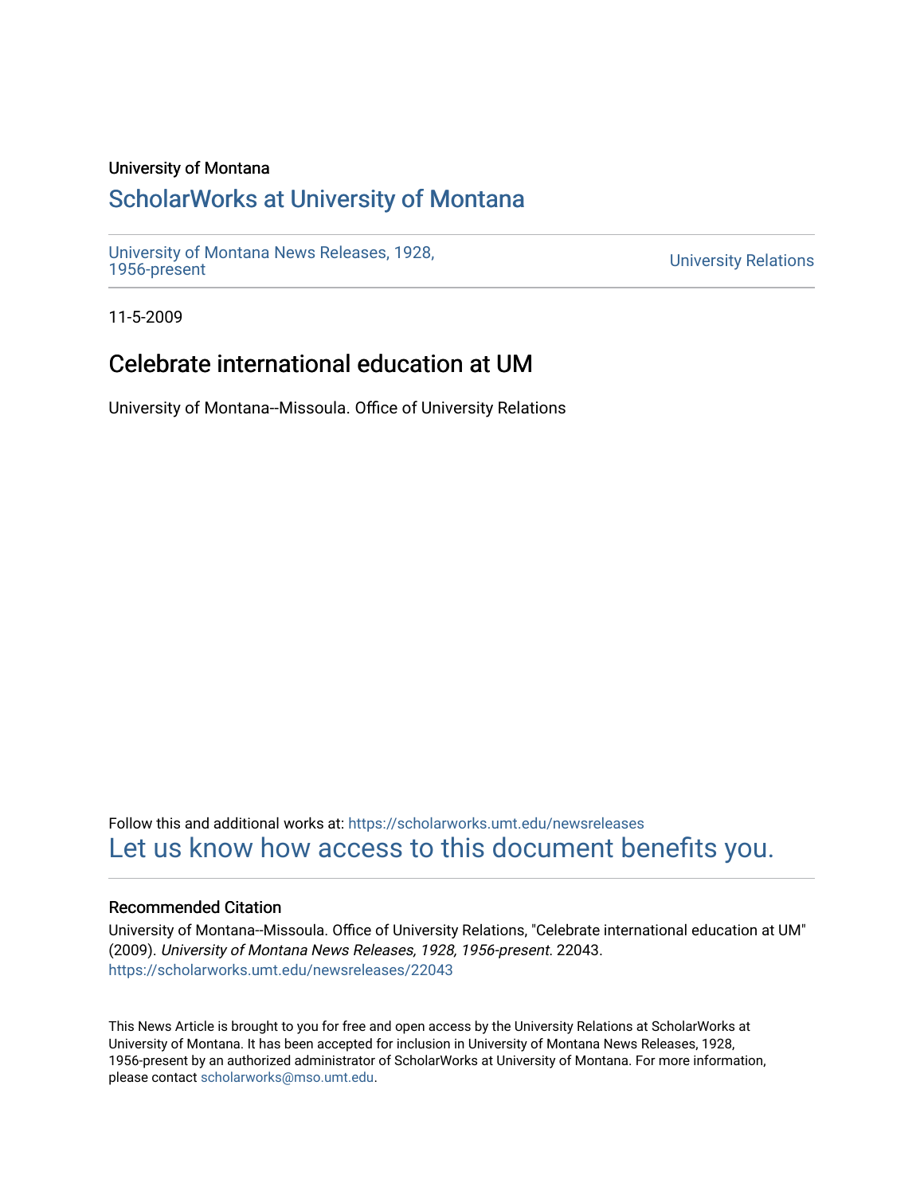University of Montana

# ScholarWorks at University of Montana

University of Montana News Releases, 1928, 1956-present

University Relations

11-5-2009

## Celebrate international education at UM

University of Montana--Missoula. Office of University Relations

Follow this and additional works at: https://scholarworks.umt.edu/newsreleases

Let us know how access to this document benefits you.

### Recommended Citation

University of Montana--Missoula. Office of University Relations, "Celebrate international education at UM" (2009). *University of Montana News Releases, 1928, 1956-present*. 22043.
https://scholarworks.umt.edu/newsreleases/22043

This News Article is brought to you for free and open access by the University Relations at ScholarWorks at University of Montana. It has been accepted for inclusion in University of Montana News Releases, 1928, 1956-present by an authorized administrator of ScholarWorks at University of Montana. For more information, please contact scholarworks@mso.umt.edu.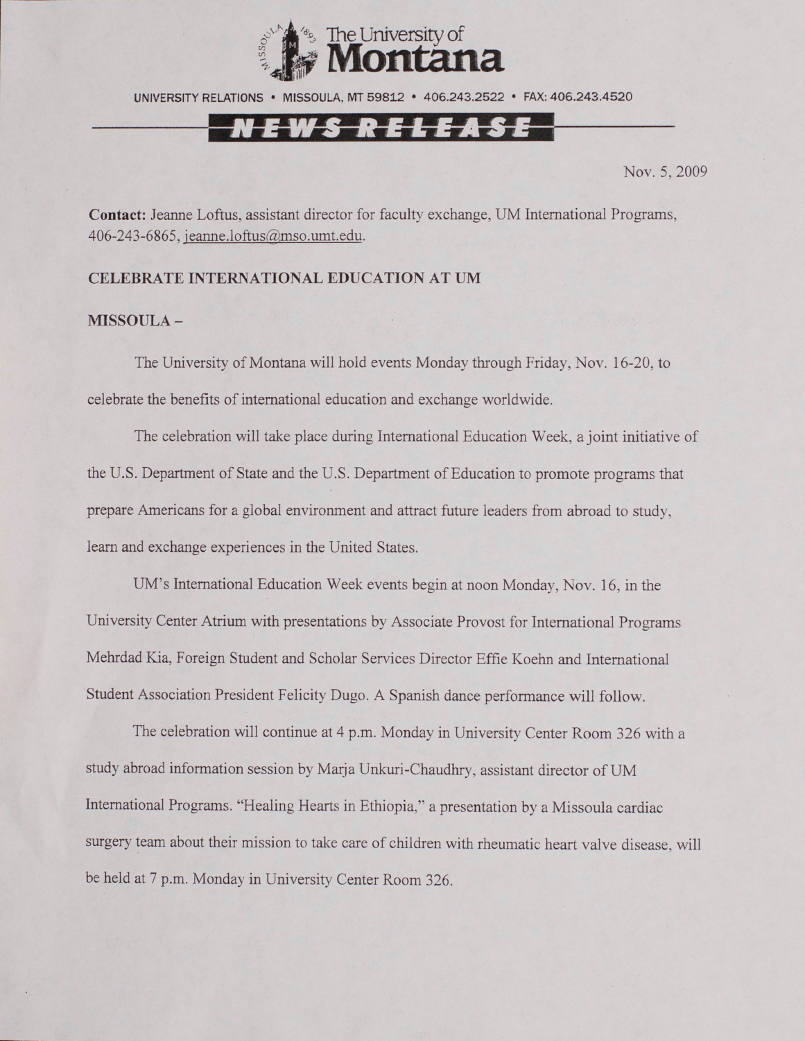The University of Montana

UNIVERSITY RELATIONS • MISSOULA, MT 59812 • 406.243.2522 • FAX: 406.243.4520

NEWS RELEASE

Nov. 5, 2009

**Contact:** Jeanne Loftus, assistant director for faculty exchange, UM International Programs, 406-243-6865, jeanne.loftus@mso.umt.edu.

**CELEBRATE INTERNATIONAL EDUCATION AT UM**

**MISSOULA –**

The University of Montana will hold events Monday through Friday, Nov. 16-20, to celebrate the benefits of international education and exchange worldwide.

The celebration will take place during International Education Week, a joint initiative of the U.S. Department of State and the U.S. Department of Education to promote programs that prepare Americans for a global environment and attract future leaders from abroad to study, learn and exchange experiences in the United States.

UM's International Education Week events begin at noon Monday, Nov. 16, in the University Center Atrium with presentations by Associate Provost for International Programs Mehrdad Kia, Foreign Student and Scholar Services Director Effie Koehn and International Student Association President Felicity Dugo. A Spanish dance performance will follow.

The celebration will continue at 4 p.m. Monday in University Center Room 326 with a study abroad information session by Marja Unkuri-Chaudhry, assistant director of UM International Programs. "Healing Hearts in Ethiopia," a presentation by a Missoula cardiac surgery team about their mission to take care of children with rheumatic heart valve disease, will be held at 7 p.m. Monday in University Center Room 326.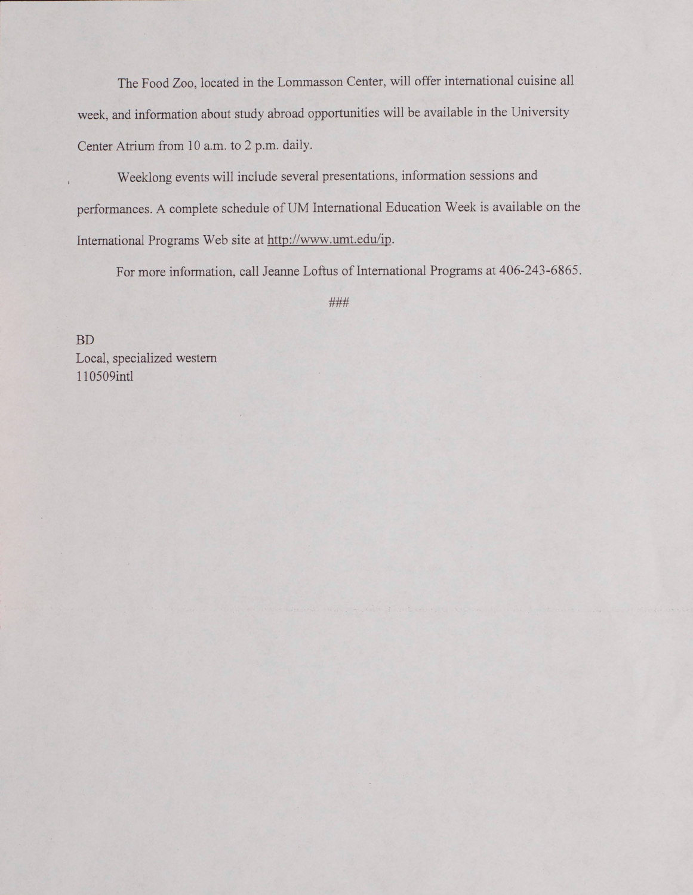The Food Zoo, located in the Lommasson Center, will offer international cuisine all week, and information about study abroad opportunities will be available in the University Center Atrium from 10 a.m. to 2 p.m. daily.

Weeklong events will include several presentations, information sessions and performances. A complete schedule of UM International Education Week is available on the International Programs Web site at http://www.umt.edu/ip.

For more information, call Jeanne Loftus of International Programs at 406-243-6865.

###

BD
Local, specialized western
110509intl